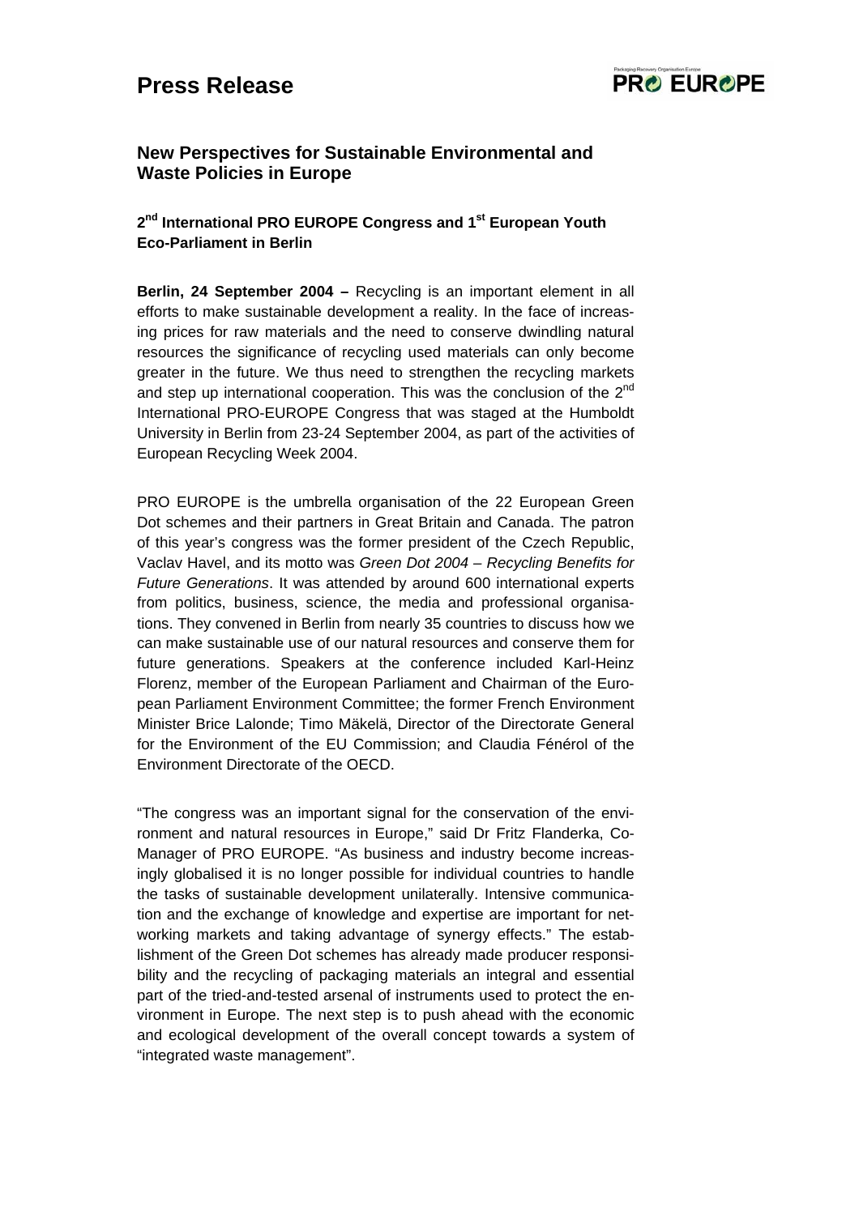# Press Release

PRO EUROPE

## New Perspectives for Sustainable Environmental and Waste Policies in Europe

### 2nd International PRO EUROPE Congress and 1st European Youth Eco-Parliament in Berlin

**Berlin, 24 September 2004 –** Recycling is an important element in all efforts to make sustainable development a reality. In the face of increasing prices for raw materials and the need to conserve dwindling natural resources the significance of recycling used materials can only become greater in the future. We thus need to strengthen the recycling markets and step up international cooperation. This was the conclusion of the 2nd International PRO-EUROPE Congress that was staged at the Humboldt University in Berlin from 23-24 September 2004, as part of the activities of European Recycling Week 2004.

PRO EUROPE is the umbrella organisation of the 22 European Green Dot schemes and their partners in Great Britain and Canada. The patron of this year's congress was the former president of the Czech Republic, Vaclav Havel, and its motto was *Green Dot 2004 – Recycling Benefits for Future Generations*. It was attended by around 600 international experts from politics, business, science, the media and professional organisations. They convened in Berlin from nearly 35 countries to discuss how we can make sustainable use of our natural resources and conserve them for future generations. Speakers at the conference included Karl-Heinz Florenz, member of the European Parliament and Chairman of the European Parliament Environment Committee; the former French Environment Minister Brice Lalonde; Timo Mäkelä, Director of the Directorate General for the Environment of the EU Commission; and Claudia Fénérol of the Environment Directorate of the OECD.

"The congress was an important signal for the conservation of the environment and natural resources in Europe," said Dr Fritz Flanderka, Co-Manager of PRO EUROPE. "As business and industry become increasingly globalised it is no longer possible for individual countries to handle the tasks of sustainable development unilaterally. Intensive communication and the exchange of knowledge and expertise are important for networking markets and taking advantage of synergy effects." The establishment of the Green Dot schemes has already made producer responsibility and the recycling of packaging materials an integral and essential part of the tried-and-tested arsenal of instruments used to protect the environment in Europe. The next step is to push ahead with the economic and ecological development of the overall concept towards a system of "integrated waste management".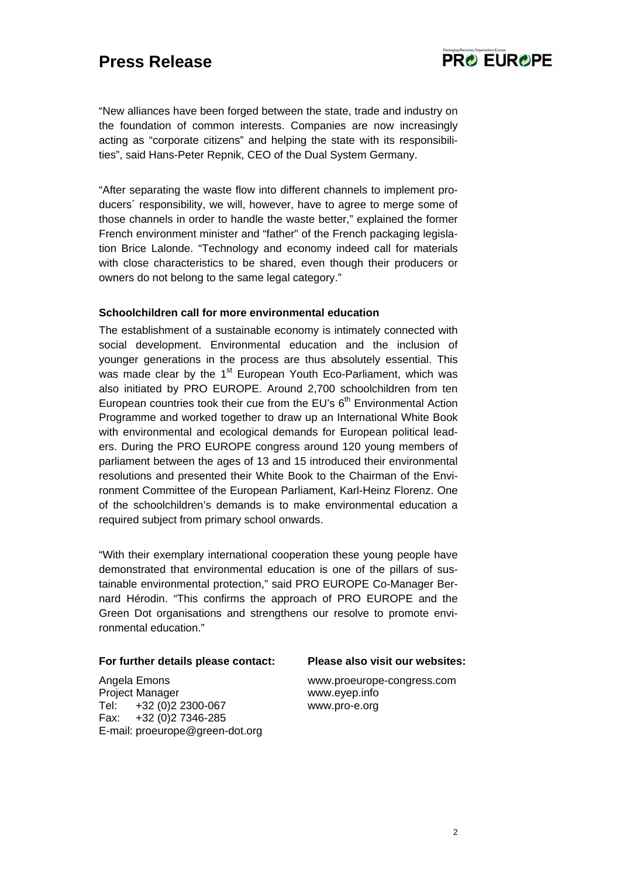"New alliances have been forged between the state, trade and industry on the foundation of common interests. Companies are now increasingly acting as "corporate citizens" and helping the state with its responsibilities", said Hans-Peter Repnik, CEO of the Dual System Germany.

"After separating the waste flow into different channels to implement producers´ responsibility, we will, however, have to agree to merge some of those channels in order to handle the waste better," explained the former French environment minister and "father" of the French packaging legislation Brice Lalonde. "Technology and economy indeed call for materials with close characteristics to be shared, even though their producers or owners do not belong to the same legal category."

**Schoolchildren call for more environmental education**

The establishment of a sustainable economy is intimately connected with social development. Environmental education and the inclusion of younger generations in the process are thus absolutely essential. This was made clear by the 1st European Youth Eco-Parliament, which was also initiated by PRO EUROPE. Around 2,700 schoolchildren from ten European countries took their cue from the EU's 6th Environmental Action Programme and worked together to draw up an International White Book with environmental and ecological demands for European political leaders. During the PRO EUROPE congress around 120 young members of parliament between the ages of 13 and 15 introduced their environmental resolutions and presented their White Book to the Chairman of the Environment Committee of the European Parliament, Karl-Heinz Florenz. One of the schoolchildren's demands is to make environmental education a required subject from primary school onwards.

"With their exemplary international cooperation these young people have demonstrated that environmental education is one of the pillars of sustainable environmental protection," said PRO EUROPE Co-Manager Bernard Hérodin. "This confirms the approach of PRO EUROPE and the Green Dot organisations and strengthens our resolve to promote environmental education."

**For further details please contact:**

Angela Emons
Project Manager
Tel: +32 (0)2 2300-067
Fax: +32 (0)2 7346-285
E-mail: proeurope@green-dot.org

**Please also visit our websites:**

www.proeurope-congress.com
www.eyep.info
www.pro-e.org